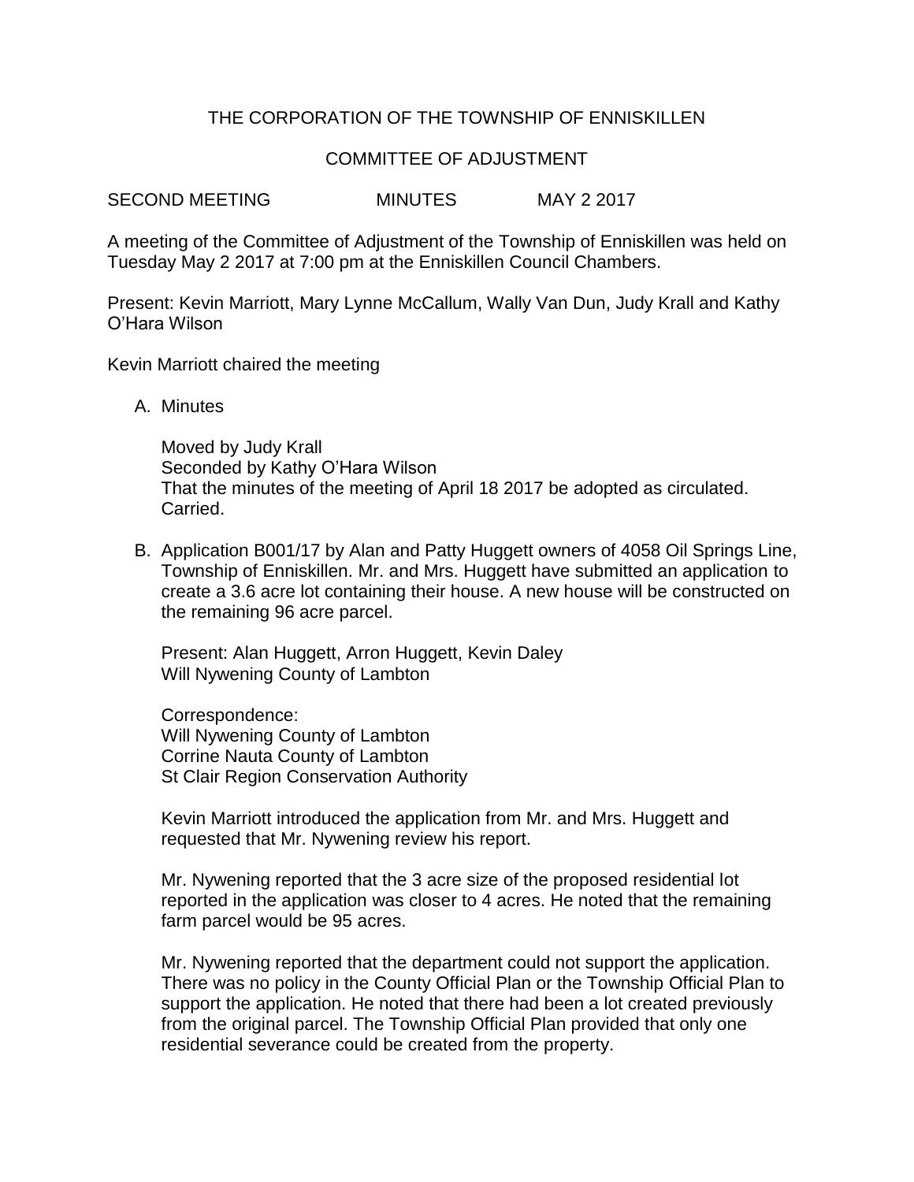# THE CORPORATION OF THE TOWNSHIP OF ENNISKILLEN

## COMMITTEE OF ADJUSTMENT

SECOND MEETING MINUTES MAY 2 2017

A meeting of the Committee of Adjustment of the Township of Enniskillen was held on Tuesday May 2 2017 at 7:00 pm at the Enniskillen Council Chambers.

Present: Kevin Marriott, Mary Lynne McCallum, Wally Van Dun, Judy Krall and Kathy O'Hara Wilson

Kevin Marriott chaired the meeting

A. Minutes

   Moved by Judy Krall
   Seconded by Kathy O'Hara Wilson
   That the minutes of the meeting of April 18 2017 be adopted as circulated.
   Carried.

B. Application B001/17 by Alan and Patty Huggett owners of 4058 Oil Springs Line, Township of Enniskillen. Mr. and Mrs. Huggett have submitted an application to create a 3.6 acre lot containing their house. A new house will be constructed on the remaining 96 acre parcel.

   Present: Alan Huggett, Arron Huggett, Kevin Daley
   Will Nywening County of Lambton

   Correspondence:
   Will Nywening County of Lambton
   Corrine Nauta County of Lambton
   St Clair Region Conservation Authority

   Kevin Marriott introduced the application from Mr. and Mrs. Huggett and requested that Mr. Nywening review his report.

   Mr. Nywening reported that the 3 acre size of the proposed residential lot reported in the application was closer to 4 acres. He noted that the remaining farm parcel would be 95 acres.

   Mr. Nywening reported that the department could not support the application. There was no policy in the County Official Plan or the Township Official Plan to support the application. He noted that there had been a lot created previously from the original parcel. The Township Official Plan provided that only one residential severance could be created from the property.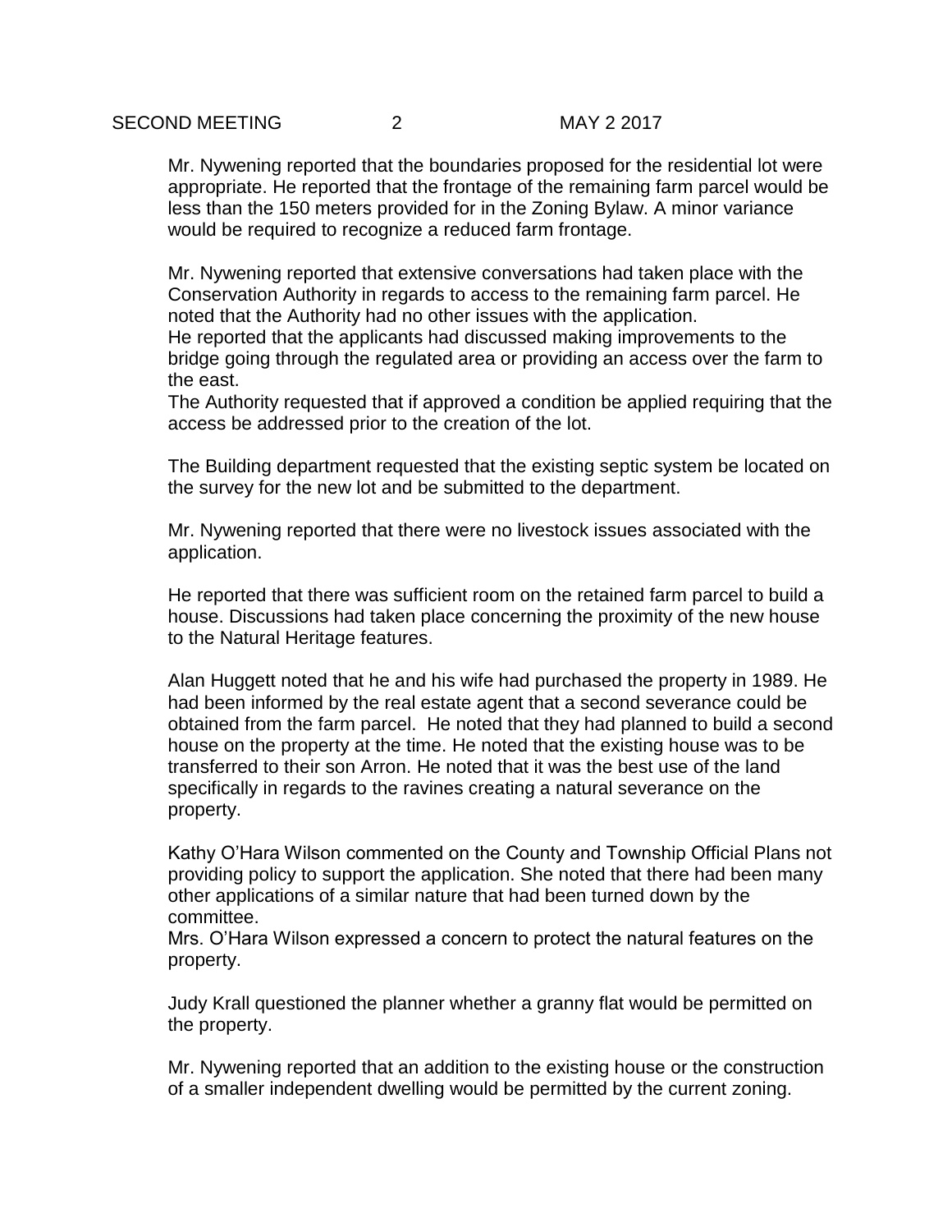Mr. Nywening reported that the boundaries proposed for the residential lot were appropriate. He reported that the frontage of the remaining farm parcel would be less than the 150 meters provided for in the Zoning Bylaw. A minor variance would be required to recognize a reduced farm frontage.

Mr. Nywening reported that extensive conversations had taken place with the Conservation Authority in regards to access to the remaining farm parcel. He noted that the Authority had no other issues with the application.
He reported that the applicants had discussed making improvements to the bridge going through the regulated area or providing an access over the farm to the east.
The Authority requested that if approved a condition be applied requiring that the access be addressed prior to the creation of the lot.

The Building department requested that the existing septic system be located on the survey for the new lot and be submitted to the department.

Mr. Nywening reported that there were no livestock issues associated with the application.

He reported that there was sufficient room on the retained farm parcel to build a house. Discussions had taken place concerning the proximity of the new house to the Natural Heritage features.

Alan Huggett noted that he and his wife had purchased the property in 1989. He had been informed by the real estate agent that a second severance could be obtained from the farm parcel. He noted that they had planned to build a second house on the property at the time. He noted that the existing house was to be transferred to their son Arron. He noted that it was the best use of the land specifically in regards to the ravines creating a natural severance on the property.

Kathy O'Hara Wilson commented on the County and Township Official Plans not providing policy to support the application. She noted that there had been many other applications of a similar nature that had been turned down by the committee.
Mrs. O'Hara Wilson expressed a concern to protect the natural features on the property.

Judy Krall questioned the planner whether a granny flat would be permitted on the property.

Mr. Nywening reported that an addition to the existing house or the construction of a smaller independent dwelling would be permitted by the current zoning.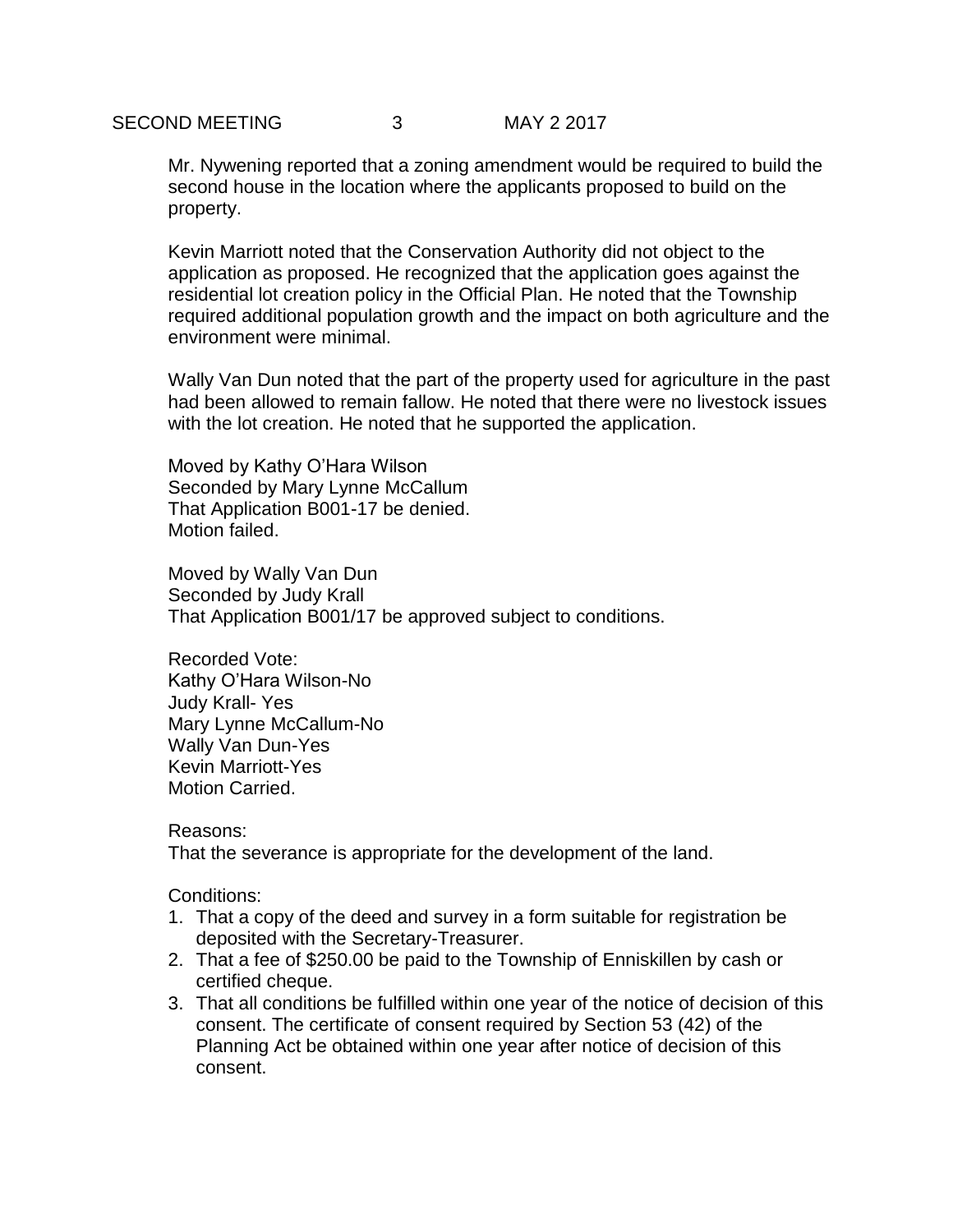Mr. Nywening reported that a zoning amendment would be required to build the second house in the location where the applicants proposed to build on the property.

Kevin Marriott noted that the Conservation Authority did not object to the application as proposed. He recognized that the application goes against the residential lot creation policy in the Official Plan. He noted that the Township required additional population growth and the impact on both agriculture and the environment were minimal.

Wally Van Dun noted that the part of the property used for agriculture in the past had been allowed to remain fallow. He noted that there were no livestock issues with the lot creation. He noted that he supported the application.

Moved by Kathy O'Hara Wilson  
Seconded by Mary Lynne McCallum  
That Application B001-17 be denied.  
Motion failed.

Moved by Wally Van Dun  
Seconded by Judy Krall  
That Application B001/17 be approved subject to conditions.

Recorded Vote:  
Kathy O'Hara Wilson-No  
Judy Krall- Yes  
Mary Lynne McCallum-No  
Wally Van Dun-Yes  
Kevin Marriott-Yes  
Motion Carried.

Reasons:  
That the severance is appropriate for the development of the land.

Conditions:

1. That a copy of the deed and survey in a form suitable for registration be deposited with the Secretary-Treasurer.
2. That a fee of $250.00 be paid to the Township of Enniskillen by cash or certified cheque.
3. That all conditions be fulfilled within one year of the notice of decision of this consent. The certificate of consent required by Section 53 (42) of the Planning Act be obtained within one year after notice of decision of this consent.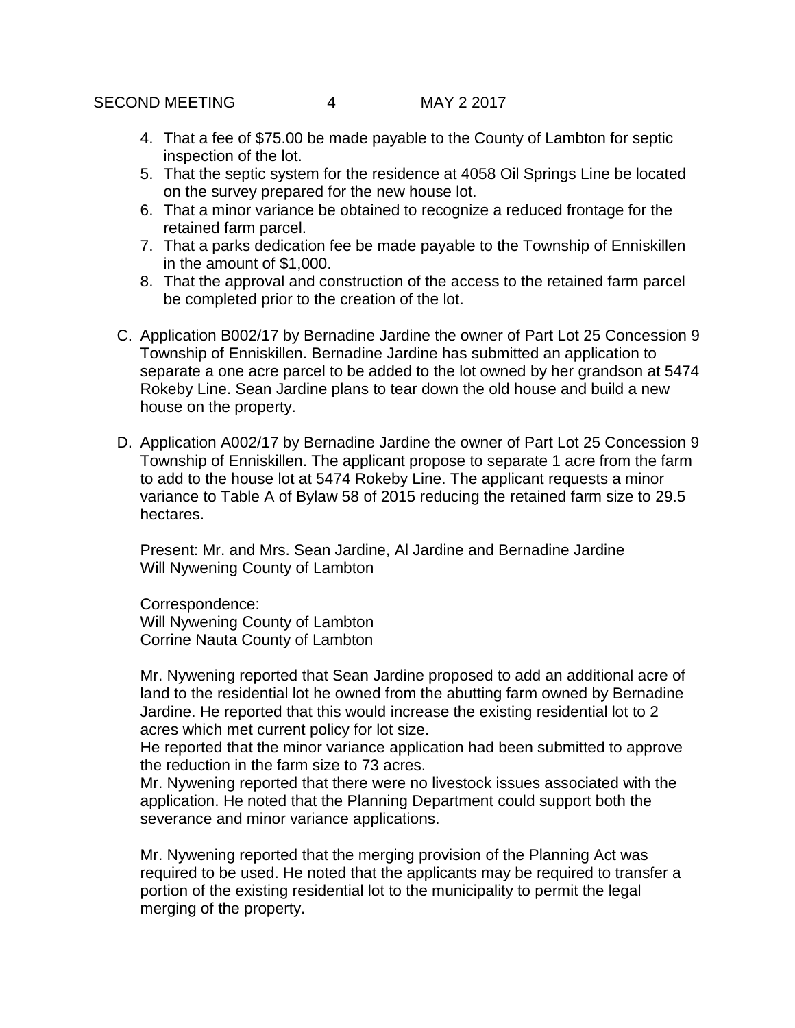4. That a fee of $75.00 be made payable to the County of Lambton for septic inspection of the lot.
5. That the septic system for the residence at 4058 Oil Springs Line be located on the survey prepared for the new house lot.
6. That a minor variance be obtained to recognize a reduced frontage for the retained farm parcel.
7. That a parks dedication fee be made payable to the Township of Enniskillen in the amount of $1,000.
8. That the approval and construction of the access to the retained farm parcel be completed prior to the creation of the lot.

C. Application B002/17 by Bernadine Jardine the owner of Part Lot 25 Concession 9 Township of Enniskillen. Bernadine Jardine has submitted an application to separate a one acre parcel to be added to the lot owned by her grandson at 5474 Rokeby Line. Sean Jardine plans to tear down the old house and build a new house on the property.

D. Application A002/17 by Bernadine Jardine the owner of Part Lot 25 Concession 9 Township of Enniskillen. The applicant propose to separate 1 acre from the farm to add to the house lot at 5474 Rokeby Line. The applicant requests a minor variance to Table A of Bylaw 58 of 2015 reducing the retained farm size to 29.5 hectares.

   Present: Mr. and Mrs. Sean Jardine, Al Jardine and Bernadine Jardine
   Will Nywening County of Lambton

   Correspondence:
   Will Nywening County of Lambton
   Corrine Nauta County of Lambton

   Mr. Nywening reported that Sean Jardine proposed to add an additional acre of land to the residential lot he owned from the abutting farm owned by Bernadine Jardine. He reported that this would increase the existing residential lot to 2 acres which met current policy for lot size.
   He reported that the minor variance application had been submitted to approve the reduction in the farm size to 73 acres.
   Mr. Nywening reported that there were no livestock issues associated with the application. He noted that the Planning Department could support both the severance and minor variance applications.

   Mr. Nywening reported that the merging provision of the Planning Act was required to be used. He noted that the applicants may be required to transfer a portion of the existing residential lot to the municipality to permit the legal merging of the property.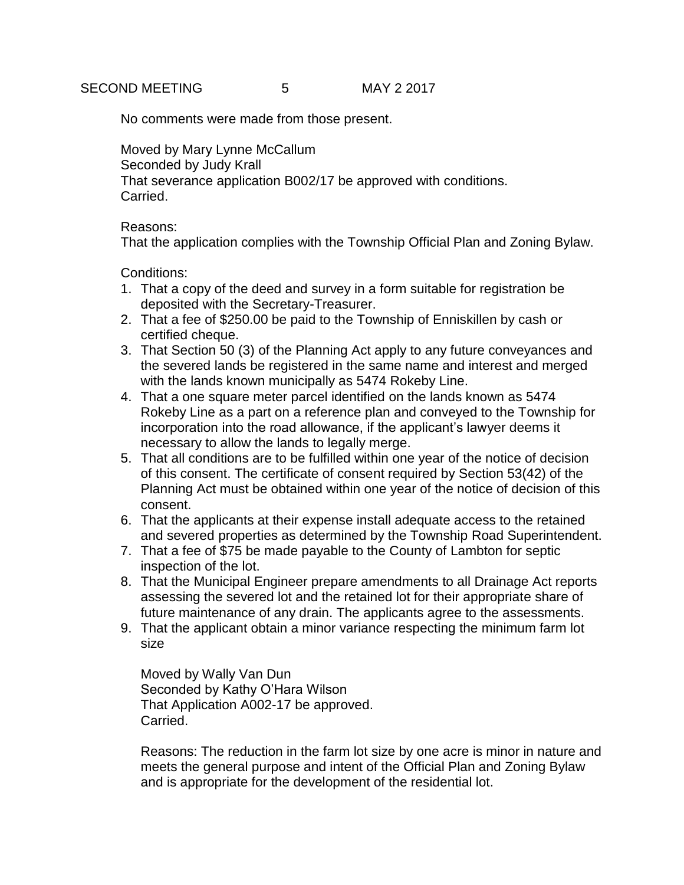No comments were made from those present.

Moved by Mary Lynne McCallum
Seconded by Judy Krall
That severance application B002/17 be approved with conditions.
Carried.

Reasons:
That the application complies with the Township Official Plan and Zoning Bylaw.

Conditions:

1. That a copy of the deed and survey in a form suitable for registration be deposited with the Secretary-Treasurer.
2. That a fee of $250.00 be paid to the Township of Enniskillen by cash or certified cheque.
3. That Section 50 (3) of the Planning Act apply to any future conveyances and the severed lands be registered in the same name and interest and merged with the lands known municipally as 5474 Rokeby Line.
4. That a one square meter parcel identified on the lands known as 5474 Rokeby Line as a part on a reference plan and conveyed to the Township for incorporation into the road allowance, if the applicant's lawyer deems it necessary to allow the lands to legally merge.
5. That all conditions are to be fulfilled within one year of the notice of decision of this consent. The certificate of consent required by Section 53(42) of the Planning Act must be obtained within one year of the notice of decision of this consent.
6. That the applicants at their expense install adequate access to the retained and severed properties as determined by the Township Road Superintendent.
7. That a fee of $75 be made payable to the County of Lambton for septic inspection of the lot.
8. That the Municipal Engineer prepare amendments to all Drainage Act reports assessing the severed lot and the retained lot for their appropriate share of future maintenance of any drain. The applicants agree to the assessments.
9. That the applicant obtain a minor variance respecting the minimum farm lot size

Moved by Wally Van Dun
Seconded by Kathy O'Hara Wilson
That Application A002-17 be approved.
Carried.

Reasons: The reduction in the farm lot size by one acre is minor in nature and meets the general purpose and intent of the Official Plan and Zoning Bylaw and is appropriate for the development of the residential lot.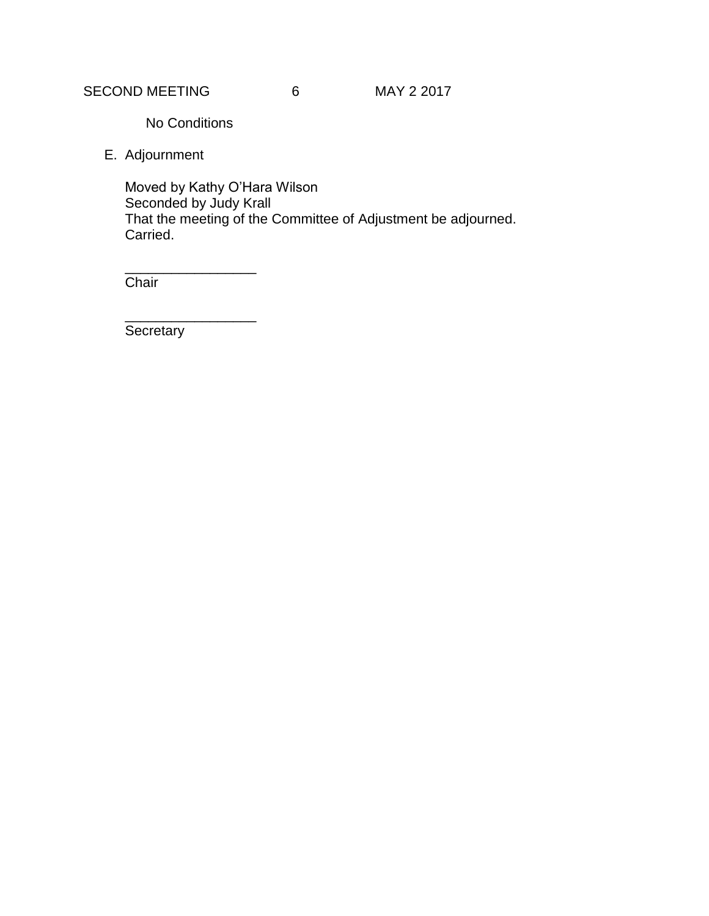No Conditions

E. Adjournment

Moved by Kathy O'Hara Wilson
Seconded by Judy Krall
That the meeting of the Committee of Adjustment be adjourned.
Carried.

_________________
Chair

_________________
Secretary